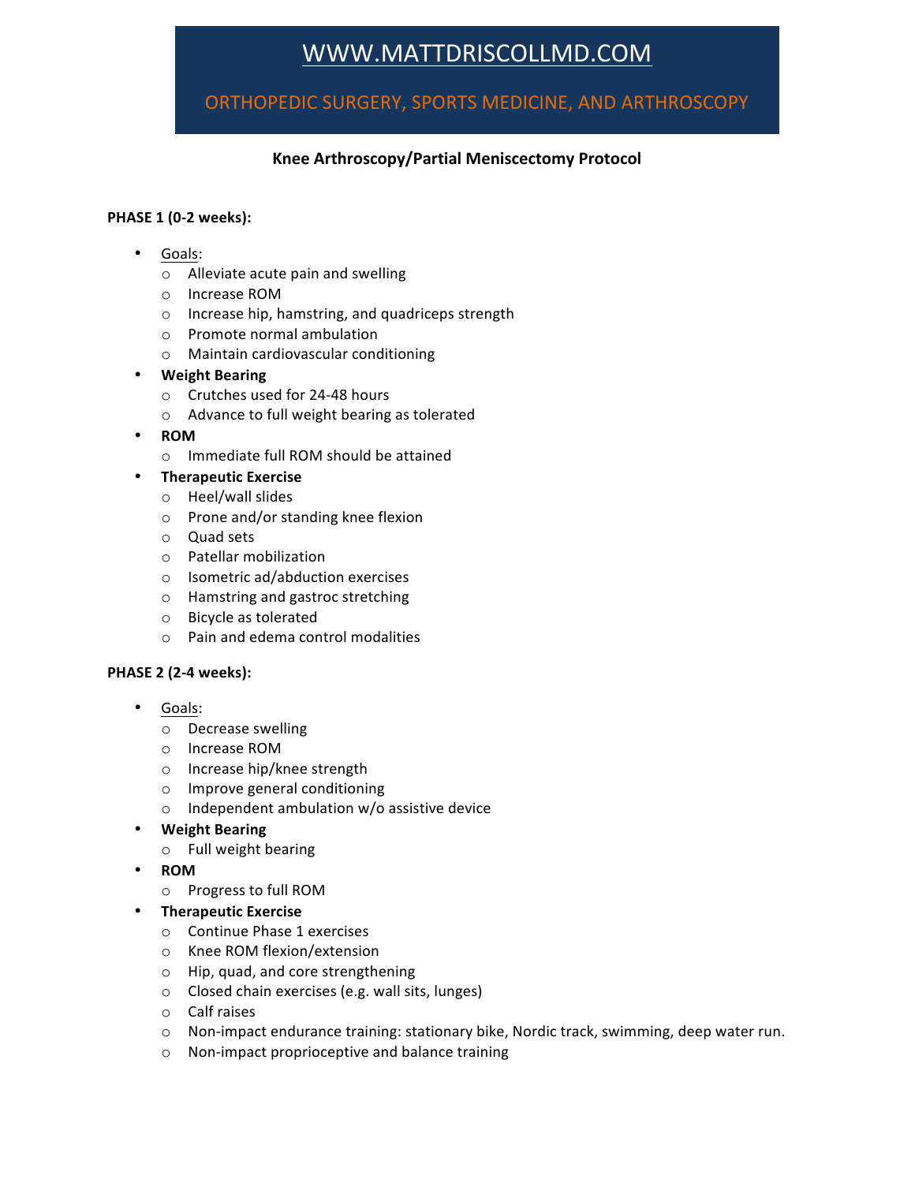# WWW.MATTDRISCOLLMD.COM

## ORTHOPEDIC SURGERY, SPORTS MEDICINE, AND ARTHROSCOPY

### Knee Arthroscopy/Partial Meniscectomy Protocol

**PHASE 1 (0-2 weeks):**

- Goals:
  - Alleviate acute pain and swelling
  - Increase ROM
  - Increase hip, hamstring, and quadriceps strength
  - Promote normal ambulation
  - Maintain cardiovascular conditioning
- **Weight Bearing**
  - Crutches used for 24-48 hours
  - Advance to full weight bearing as tolerated
- **ROM**
  - Immediate full ROM should be attained
- **Therapeutic Exercise**
  - Heel/wall slides
  - Prone and/or standing knee flexion
  - Quad sets
  - Patellar mobilization
  - Isometric ad/abduction exercises
  - Hamstring and gastroc stretching
  - Bicycle as tolerated
  - Pain and edema control modalities

**PHASE 2 (2-4 weeks):**

- Goals:
  - Decrease swelling
  - Increase ROM
  - Increase hip/knee strength
  - Improve general conditioning
  - Independent ambulation w/o assistive device
- **Weight Bearing**
  - Full weight bearing
- **ROM**
  - Progress to full ROM
- **Therapeutic Exercise**
  - Continue Phase 1 exercises
  - Knee ROM flexion/extension
  - Hip, quad, and core strengthening
  - Closed chain exercises (e.g. wall sits, lunges)
  - Calf raises
  - Non-impact endurance training: stationary bike, Nordic track, swimming, deep water run.
  - Non-impact proprioceptive and balance training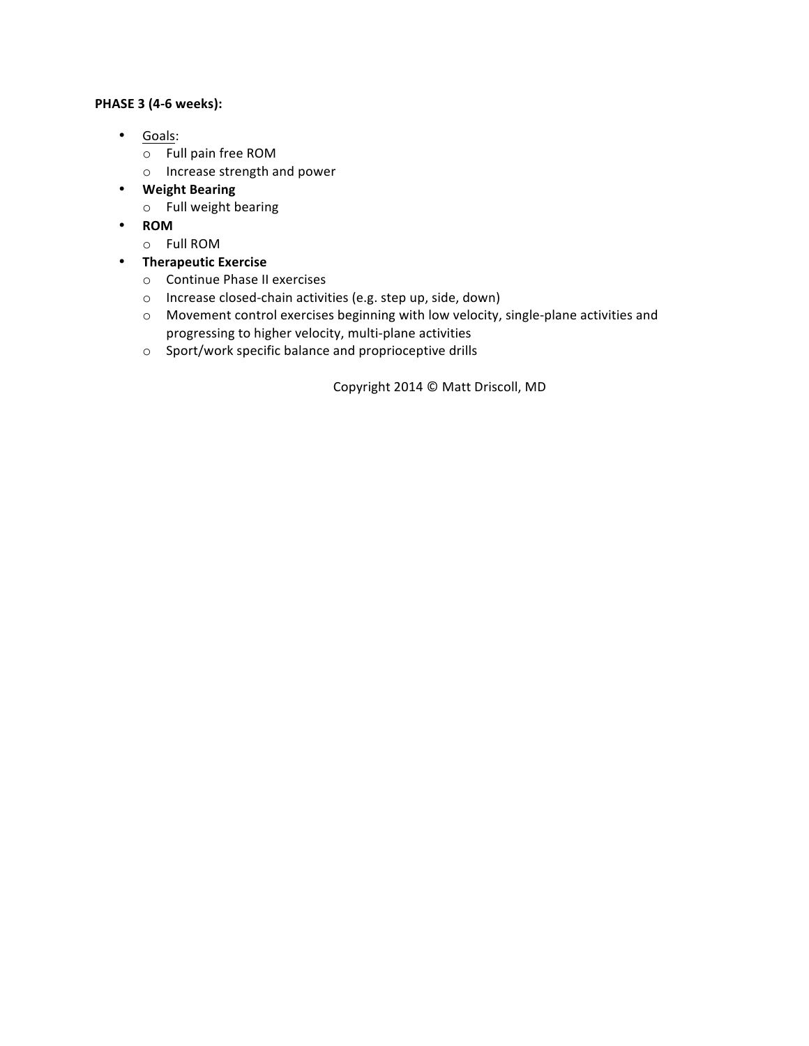**PHASE 3 (4-6 weeks):**

- Goals:
  - Full pain free ROM
  - Increase strength and power
- **Weight Bearing**
  - Full weight bearing
- **ROM**
  - Full ROM
- **Therapeutic Exercise**
  - Continue Phase II exercises
  - Increase closed-chain activities (e.g. step up, side, down)
  - Movement control exercises beginning with low velocity, single-plane activities and progressing to higher velocity, multi-plane activities
  - Sport/work specific balance and proprioceptive drills

Copyright 2014 © Matt Driscoll, MD